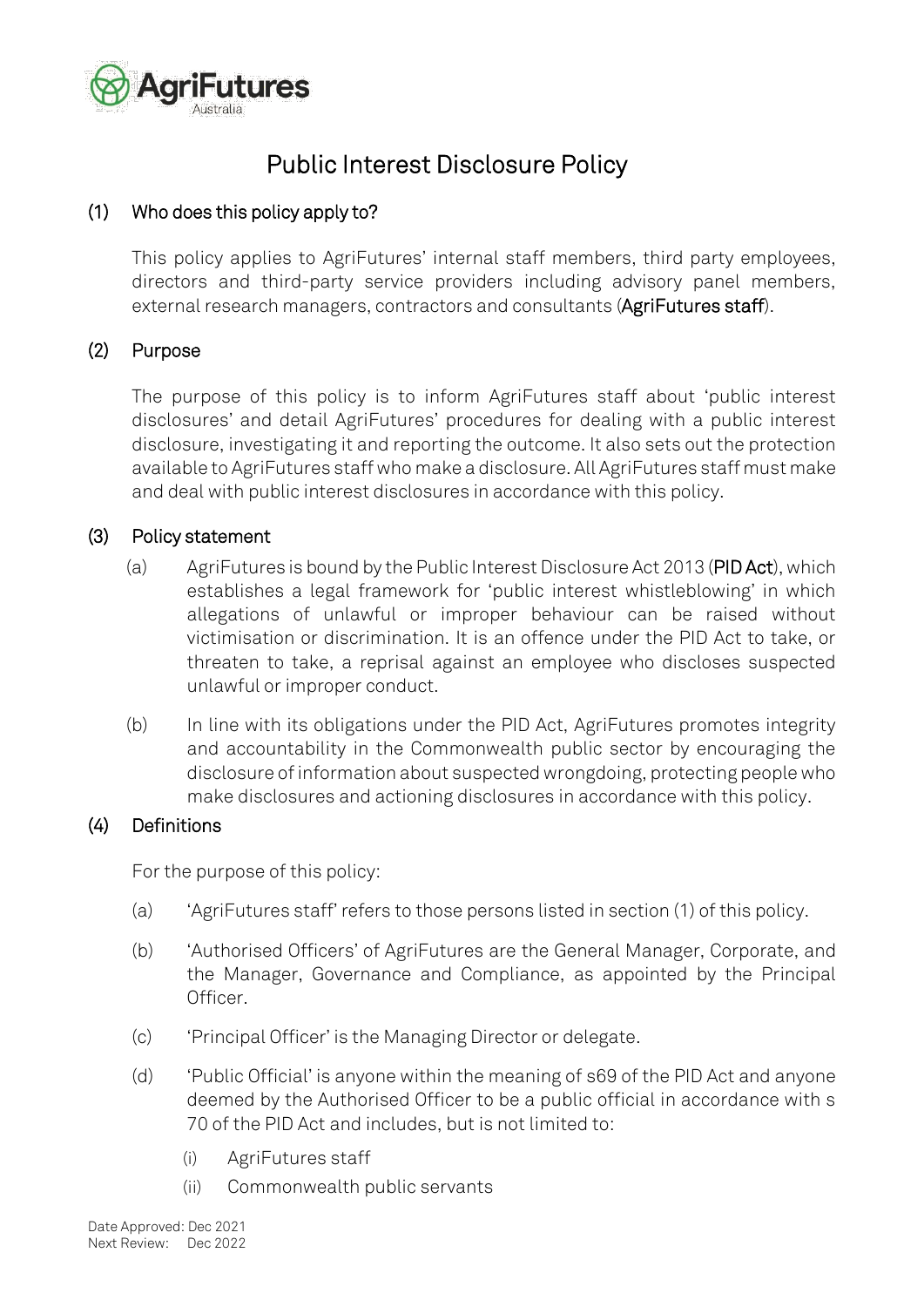# Public Interest Disclosure Policy

## (1) Who does this policy apply to?

This policy applies to AgriFutures' internal staff members, third party employees, directors and third-party service providers including advisory panel members, external research managers, contractors and consultants (**AgriFutures staff**).

## (2) Purpose

The purpose of this policy is to inform AgriFutures staff about 'public interest disclosures' and detail AgriFutures' procedures for dealing with a public interest disclosure, investigating it and reporting the outcome. It also sets out the protection available to AgriFutures staff who make a disclosure. All AgriFutures staff must make and deal with public interest disclosures in accordance with this policy.

## (3) Policy statement

(a) AgriFutures is bound by the Public Interest Disclosure Act 2013 (**PID Act**), which establishes a legal framework for 'public interest whistleblowing' in which allegations of unlawful or improper behaviour can be raised without victimisation or discrimination. It is an offence under the PID Act to take, or threaten to take, a reprisal against an employee who discloses suspected unlawful or improper conduct.

(b) In line with its obligations under the PID Act, AgriFutures promotes integrity and accountability in the Commonwealth public sector by encouraging the disclosure of information about suspected wrongdoing, protecting people who make disclosures and actioning disclosures in accordance with this policy.

## (4) Definitions

For the purpose of this policy:

(a) 'AgriFutures staff' refers to those persons listed in section (1) of this policy.

(b) 'Authorised Officers' of AgriFutures are the General Manager, Corporate, and the Manager, Governance and Compliance, as appointed by the Principal Officer.

(c) 'Principal Officer' is the Managing Director or delegate.

(d) 'Public Official' is anyone within the meaning of s69 of the PID Act and anyone deemed by the Authorised Officer to be a public official in accordance with s 70 of the PID Act and includes, but is not limited to:

- (i) AgriFutures staff
- (ii) Commonwealth public servants

Date Approved: Dec 2021
Next Review: Dec 2022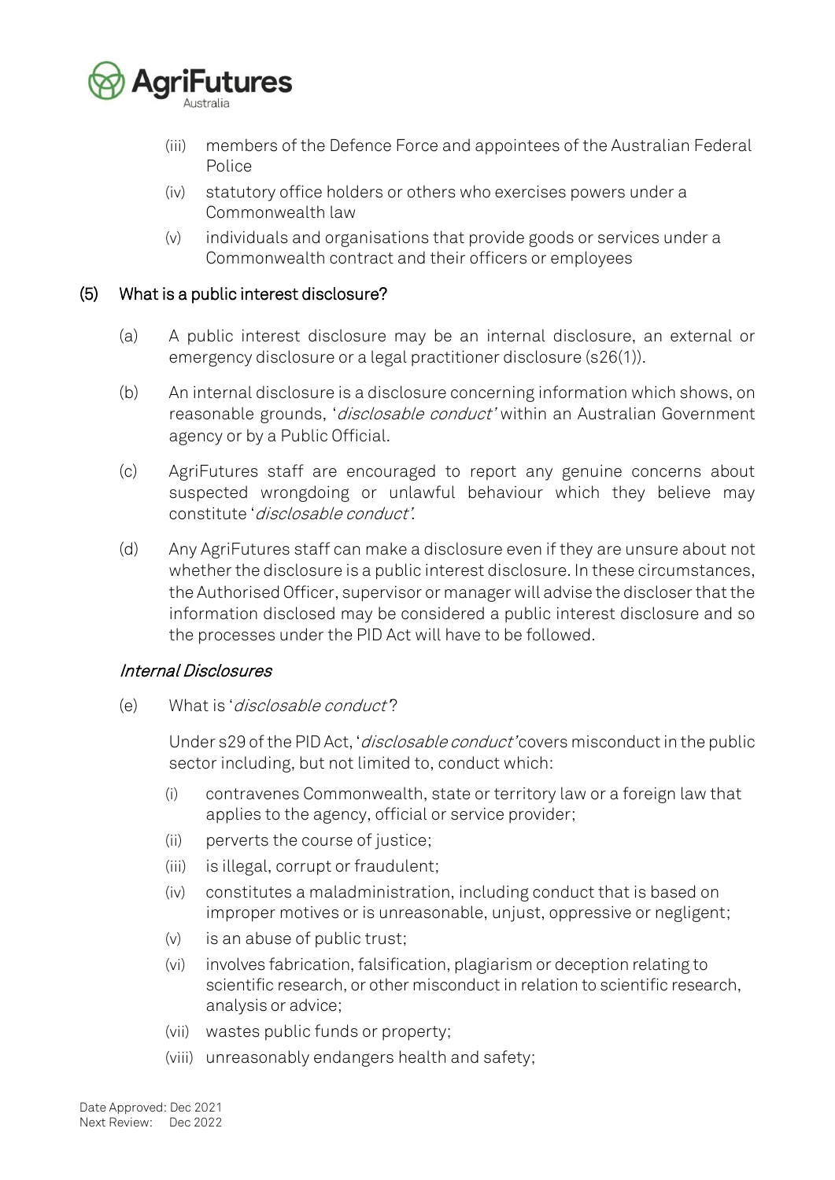(iii) members of the Defence Force and appointees of the Australian Federal Police

(iv) statutory office holders or others who exercises powers under a Commonwealth law

(v) individuals and organisations that provide goods or services under a Commonwealth contract and their officers or employees

## (5) What is a public interest disclosure?

(a) A public interest disclosure may be an internal disclosure, an external or emergency disclosure or a legal practitioner disclosure (s26(1)).

(b) An internal disclosure is a disclosure concerning information which shows, on reasonable grounds, '*disclosable conduct*' within an Australian Government agency or by a Public Official.

(c) AgriFutures staff are encouraged to report any genuine concerns about suspected wrongdoing or unlawful behaviour which they believe may constitute '*disclosable conduct*'.

(d) Any AgriFutures staff can make a disclosure even if they are unsure about not whether the disclosure is a public interest disclosure. In these circumstances, the Authorised Officer, supervisor or manager will advise the discloser that the information disclosed may be considered a public interest disclosure and so the processes under the PID Act will have to be followed.

### *Internal Disclosures*

(e) What is '*disclosable conduct*'?

Under s29 of the PID Act, '*disclosable conduct*' covers misconduct in the public sector including, but not limited to, conduct which:

(i) contravenes Commonwealth, state or territory law or a foreign law that applies to the agency, official or service provider;

(ii) perverts the course of justice;

(iii) is illegal, corrupt or fraudulent;

(iv) constitutes a maladministration, including conduct that is based on improper motives or is unreasonable, unjust, oppressive or negligent;

(v) is an abuse of public trust;

(vi) involves fabrication, falsification, plagiarism or deception relating to scientific research, or other misconduct in relation to scientific research, analysis or advice;

(vii) wastes public funds or property;

(viii) unreasonably endangers health and safety;

Date Approved: Dec 2021
Next Review: Dec 2022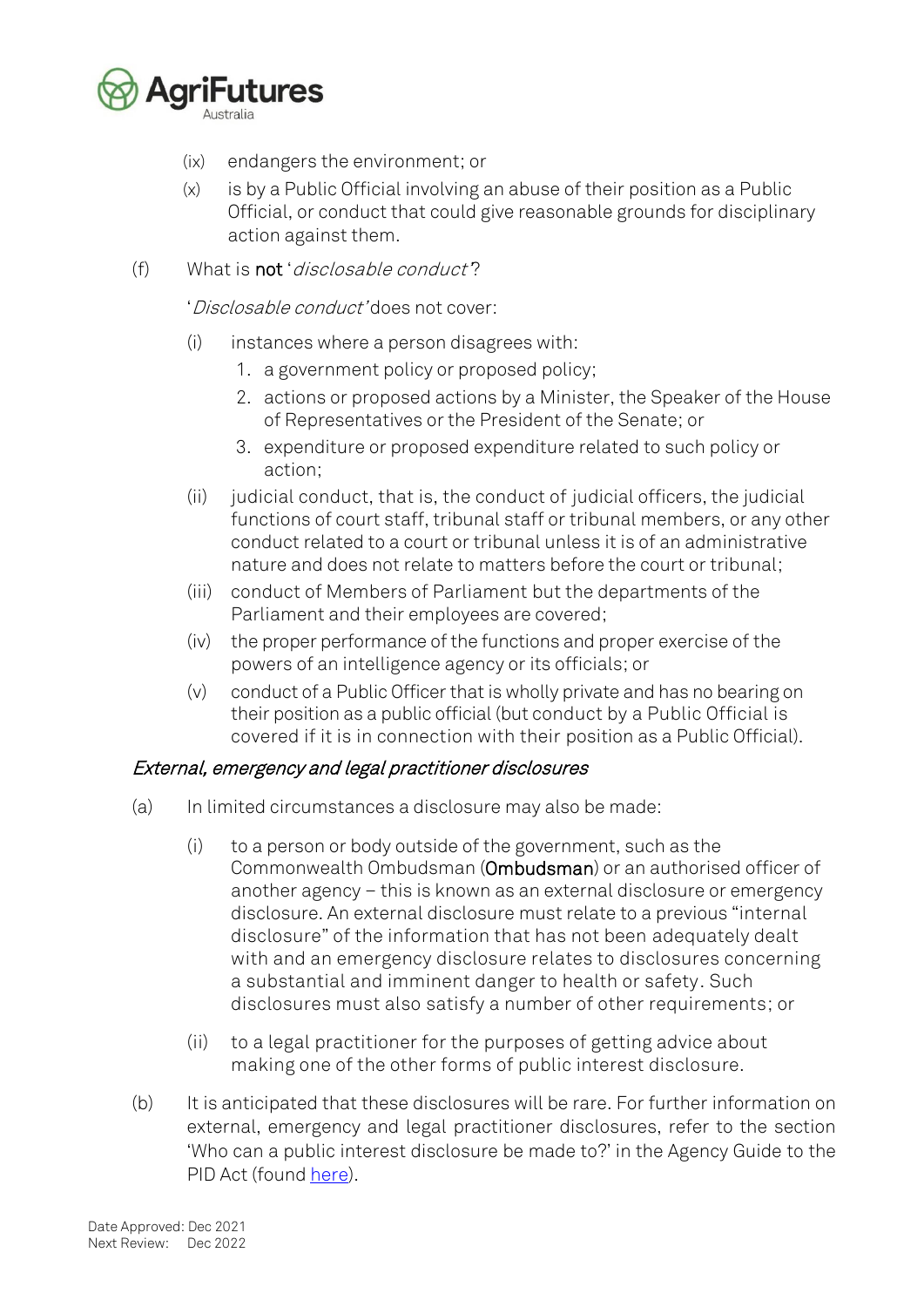(ix) endangers the environment; or

(x) is by a Public Official involving an abuse of their position as a Public Official, or conduct that could give reasonable grounds for disciplinary action against them.

(f) What is **not** '*disclosable conduct*'?

'*Disclosable conduct*' does not cover:

(i) instances where a person disagrees with:
1. a government policy or proposed policy;
2. actions or proposed actions by a Minister, the Speaker of the House of Representatives or the President of the Senate; or
3. expenditure or proposed expenditure related to such policy or action;

(ii) judicial conduct, that is, the conduct of judicial officers, the judicial functions of court staff, tribunal staff or tribunal members, or any other conduct related to a court or tribunal unless it is of an administrative nature and does not relate to matters before the court or tribunal;

(iii) conduct of Members of Parliament but the departments of the Parliament and their employees are covered;

(iv) the proper performance of the functions and proper exercise of the powers of an intelligence agency or its officials; or

(v) conduct of a Public Officer that is wholly private and has no bearing on their position as a public official (but conduct by a Public Official is covered if it is in connection with their position as a Public Official).

*External, emergency and legal practitioner disclosures*

(a) In limited circumstances a disclosure may also be made:

(i) to a person or body outside of the government, such as the Commonwealth Ombudsman (**Ombudsman**) or an authorised officer of another agency – this is known as an external disclosure or emergency disclosure. An external disclosure must relate to a previous "internal disclosure" of the information that has not been adequately dealt with and an emergency disclosure relates to disclosures concerning a substantial and imminent danger to health or safety. Such disclosures must also satisfy a number of other requirements; or

(ii) to a legal practitioner for the purposes of getting advice about making one of the other forms of public interest disclosure.

(b) It is anticipated that these disclosures will be rare. For further information on external, emergency and legal practitioner disclosures, refer to the section 'Who can a public interest disclosure be made to?' in the Agency Guide to the PID Act (found here).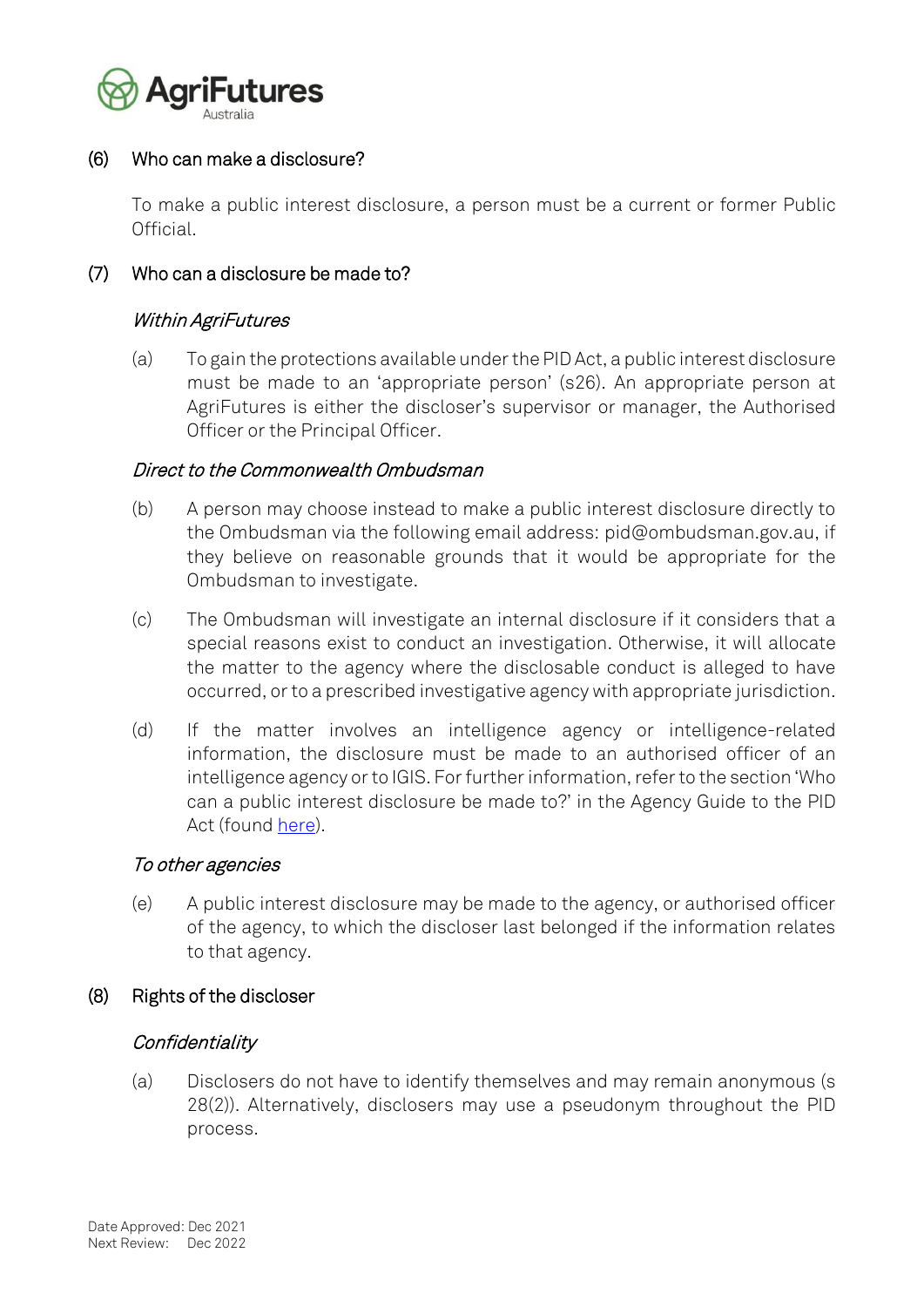## (6) Who can make a disclosure?

To make a public interest disclosure, a person must be a current or former Public Official.

## (7) Who can a disclosure be made to?

### *Within AgriFutures*

(a) To gain the protections available under the PID Act, a public interest disclosure must be made to an 'appropriate person' (s26). An appropriate person at AgriFutures is either the discloser's supervisor or manager, the Authorised Officer or the Principal Officer.

### *Direct to the Commonwealth Ombudsman*

(b) A person may choose instead to make a public interest disclosure directly to the Ombudsman via the following email address: pid@ombudsman.gov.au, if they believe on reasonable grounds that it would be appropriate for the Ombudsman to investigate.

(c) The Ombudsman will investigate an internal disclosure if it considers that a special reasons exist to conduct an investigation. Otherwise, it will allocate the matter to the agency where the disclosable conduct is alleged to have occurred, or to a prescribed investigative agency with appropriate jurisdiction.

(d) If the matter involves an intelligence agency or intelligence-related information, the disclosure must be made to an authorised officer of an intelligence agency or to IGIS. For further information, refer to the section 'Who can a public interest disclosure be made to?' in the Agency Guide to the PID Act (found here).

### *To other agencies*

(e) A public interest disclosure may be made to the agency, or authorised officer of the agency, to which the discloser last belonged if the information relates to that agency.

## (8) Rights of the discloser

### *Confidentiality*

(a) Disclosers do not have to identify themselves and may remain anonymous (s 28(2)). Alternatively, disclosers may use a pseudonym throughout the PID process.

Date Approved: Dec 2021
Next Review: Dec 2022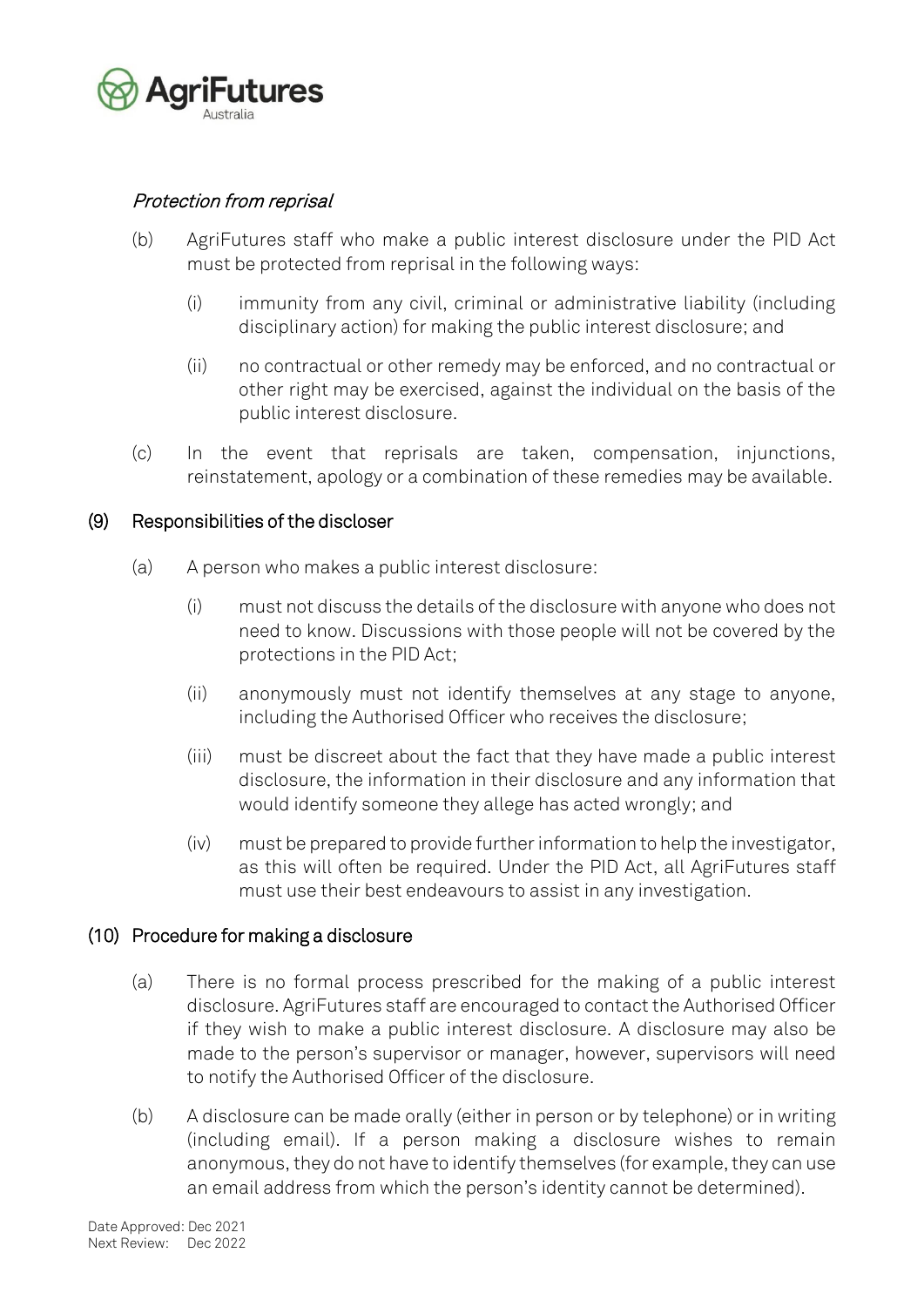*Protection from reprisal*

(b) AgriFutures staff who make a public interest disclosure under the PID Act must be protected from reprisal in the following ways:

  (i) immunity from any civil, criminal or administrative liability (including disciplinary action) for making the public interest disclosure; and

  (ii) no contractual or other remedy may be enforced, and no contractual or other right may be exercised, against the individual on the basis of the public interest disclosure.

(c) In the event that reprisals are taken, compensation, injunctions, reinstatement, apology or a combination of these remedies may be available.

## (9) Responsibilities of the discloser

(a) A person who makes a public interest disclosure:

  (i) must not discuss the details of the disclosure with anyone who does not need to know. Discussions with those people will not be covered by the protections in the PID Act;

  (ii) anonymously must not identify themselves at any stage to anyone, including the Authorised Officer who receives the disclosure;

  (iii) must be discreet about the fact that they have made a public interest disclosure, the information in their disclosure and any information that would identify someone they allege has acted wrongly; and

  (iv) must be prepared to provide further information to help the investigator, as this will often be required. Under the PID Act, all AgriFutures staff must use their best endeavours to assist in any investigation.

## (10) Procedure for making a disclosure

(a) There is no formal process prescribed for the making of a public interest disclosure. AgriFutures staff are encouraged to contact the Authorised Officer if they wish to make a public interest disclosure. A disclosure may also be made to the person's supervisor or manager, however, supervisors will need to notify the Authorised Officer of the disclosure.

(b) A disclosure can be made orally (either in person or by telephone) or in writing (including email). If a person making a disclosure wishes to remain anonymous, they do not have to identify themselves (for example, they can use an email address from which the person's identity cannot be determined).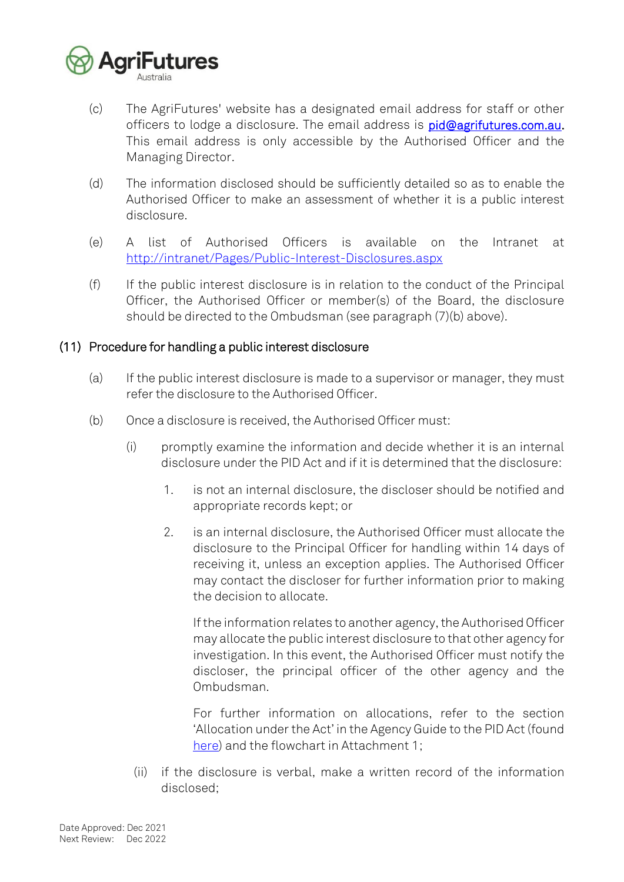(c) The AgriFutures' website has a designated email address for staff or other officers to lodge a disclosure. The email address is [pid@agrifutures.com.au](mailto:pid@agrifutures.com.au). This email address is only accessible by the Authorised Officer and the Managing Director.

(d) The information disclosed should be sufficiently detailed so as to enable the Authorised Officer to make an assessment of whether it is a public interest disclosure.

(e) A list of Authorised Officers is available on the Intranet at [http://intranet/Pages/Public-Interest-Disclosures.aspx](http://intranet/Pages/Public-Interest-Disclosures.aspx)

(f) If the public interest disclosure is in relation to the conduct of the Principal Officer, the Authorised Officer or member(s) of the Board, the disclosure should be directed to the Ombudsman (see paragraph (7)(b) above).

## (11) Procedure for handling a public interest disclosure

(a) If the public interest disclosure is made to a supervisor or manager, they must refer the disclosure to the Authorised Officer.

(b) Once a disclosure is received, the Authorised Officer must:

(i) promptly examine the information and decide whether it is an internal disclosure under the PID Act and if it is determined that the disclosure:

1. is not an internal disclosure, the discloser should be notified and appropriate records kept; or

2. is an internal disclosure, the Authorised Officer must allocate the disclosure to the Principal Officer for handling within 14 days of receiving it, unless an exception applies. The Authorised Officer may contact the discloser for further information prior to making the decision to allocate.

   If the information relates to another agency, the Authorised Officer may allocate the public interest disclosure to that other agency for investigation. In this event, the Authorised Officer must notify the discloser, the principal officer of the other agency and the Ombudsman.

   For further information on allocations, refer to the section 'Allocation under the Act' in the Agency Guide to the PID Act (found here) and the flowchart in Attachment 1;

(ii) if the disclosure is verbal, make a written record of the information disclosed;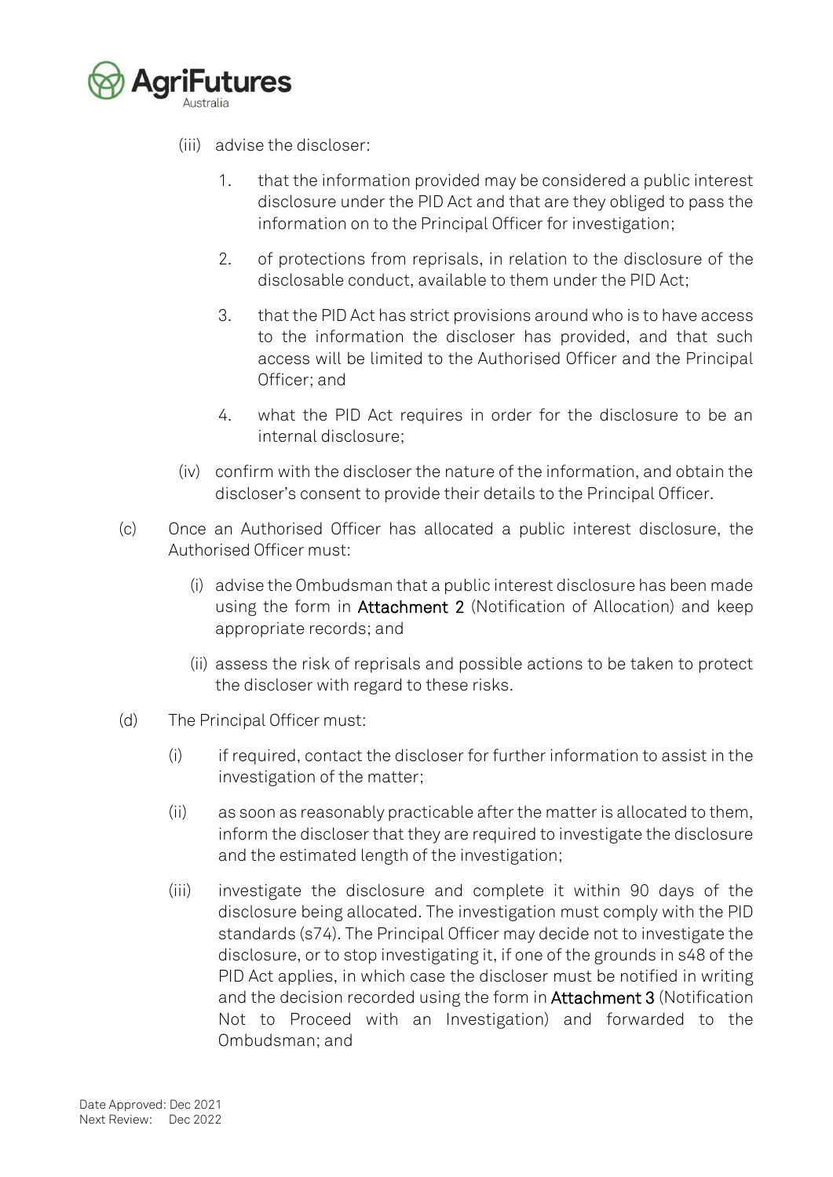(iii) advise the discloser:

1. that the information provided may be considered a public interest disclosure under the PID Act and that are they obliged to pass the information on to the Principal Officer for investigation;

2. of protections from reprisals, in relation to the disclosure of the disclosable conduct, available to them under the PID Act;

3. that the PID Act has strict provisions around who is to have access to the information the discloser has provided, and that such access will be limited to the Authorised Officer and the Principal Officer; and

4. what the PID Act requires in order for the disclosure to be an internal disclosure;

(iv) confirm with the discloser the nature of the information, and obtain the discloser's consent to provide their details to the Principal Officer.

(c) Once an Authorised Officer has allocated a public interest disclosure, the Authorised Officer must:

(i) advise the Ombudsman that a public interest disclosure has been made using the form in Attachment 2 (Notification of Allocation) and keep appropriate records; and

(ii) assess the risk of reprisals and possible actions to be taken to protect the discloser with regard to these risks.

(d) The Principal Officer must:

(i) if required, contact the discloser for further information to assist in the investigation of the matter;

(ii) as soon as reasonably practicable after the matter is allocated to them, inform the discloser that they are required to investigate the disclosure and the estimated length of the investigation;

(iii) investigate the disclosure and complete it within 90 days of the disclosure being allocated. The investigation must comply with the PID standards (s74). The Principal Officer may decide not to investigate the disclosure, or to stop investigating it, if one of the grounds in s48 of the PID Act applies, in which case the discloser must be notified in writing and the decision recorded using the form in Attachment 3 (Notification Not to Proceed with an Investigation) and forwarded to the Ombudsman; and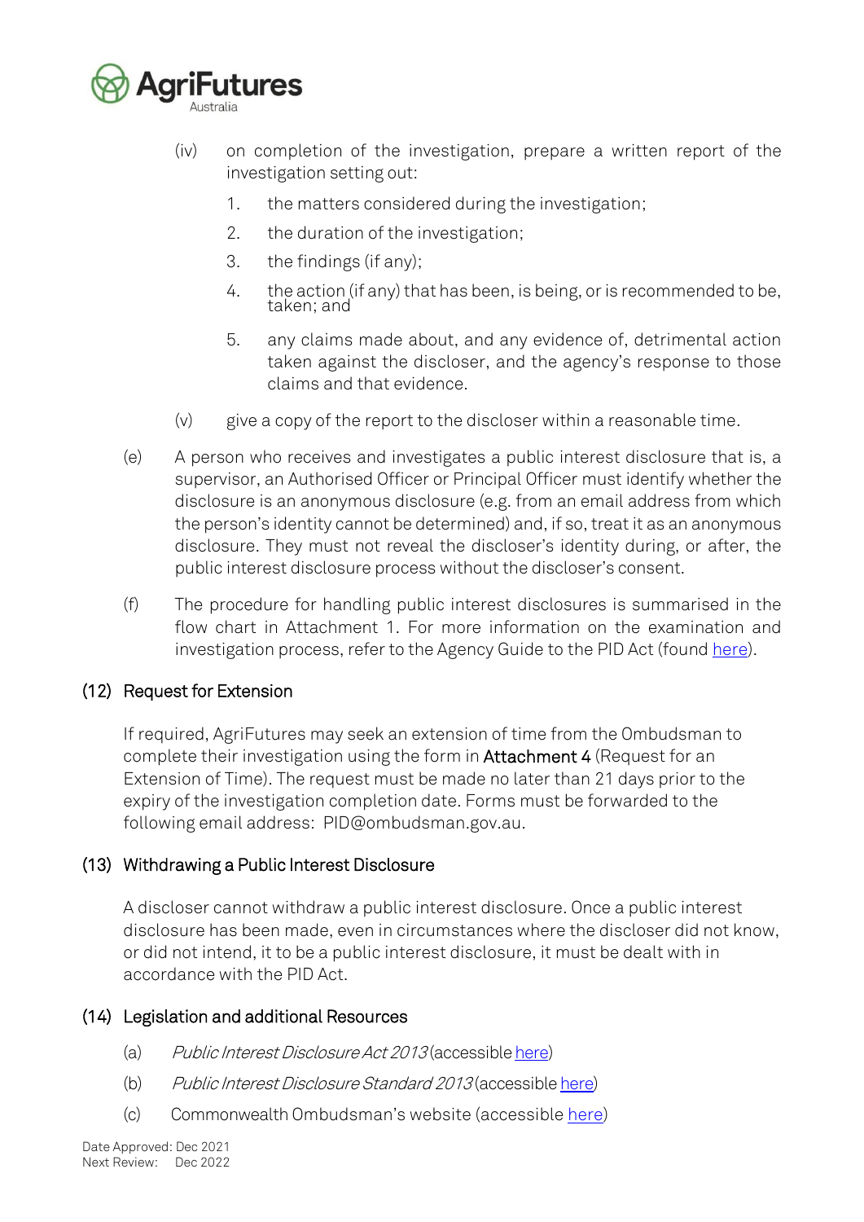(iv) on completion of the investigation, prepare a written report of the investigation setting out:

1. the matters considered during the investigation;
2. the duration of the investigation;
3. the findings (if any);
4. the action (if any) that has been, is being, or is recommended to be, taken; and
5. any claims made about, and any evidence of, detrimental action taken against the discloser, and the agency's response to those claims and that evidence.

(v) give a copy of the report to the discloser within a reasonable time.

(e) A person who receives and investigates a public interest disclosure that is, a supervisor, an Authorised Officer or Principal Officer must identify whether the disclosure is an anonymous disclosure (e.g. from an email address from which the person's identity cannot be determined) and, if so, treat it as an anonymous disclosure. They must not reveal the discloser's identity during, or after, the public interest disclosure process without the discloser's consent.

(f) The procedure for handling public interest disclosures is summarised in the flow chart in Attachment 1. For more information on the examination and investigation process, refer to the Agency Guide to the PID Act (found here).

## (12) Request for Extension

If required, AgriFutures may seek an extension of time from the Ombudsman to complete their investigation using the form in **Attachment 4** (Request for an Extension of Time). The request must be made no later than 21 days prior to the expiry of the investigation completion date. Forms must be forwarded to the following email address: PID@ombudsman.gov.au.

## (13) Withdrawing a Public Interest Disclosure

A discloser cannot withdraw a public interest disclosure. Once a public interest disclosure has been made, even in circumstances where the discloser did not know, or did not intend, it to be a public interest disclosure, it must be dealt with in accordance with the PID Act.

## (14) Legislation and additional Resources

(a) *Public Interest Disclosure Act 2013* (accessible here)

(b) *Public Interest Disclosure Standard 2013* (accessible here)

(c) Commonwealth Ombudsman's website (accessible here)

Date Approved: Dec 2021
Next Review: Dec 2022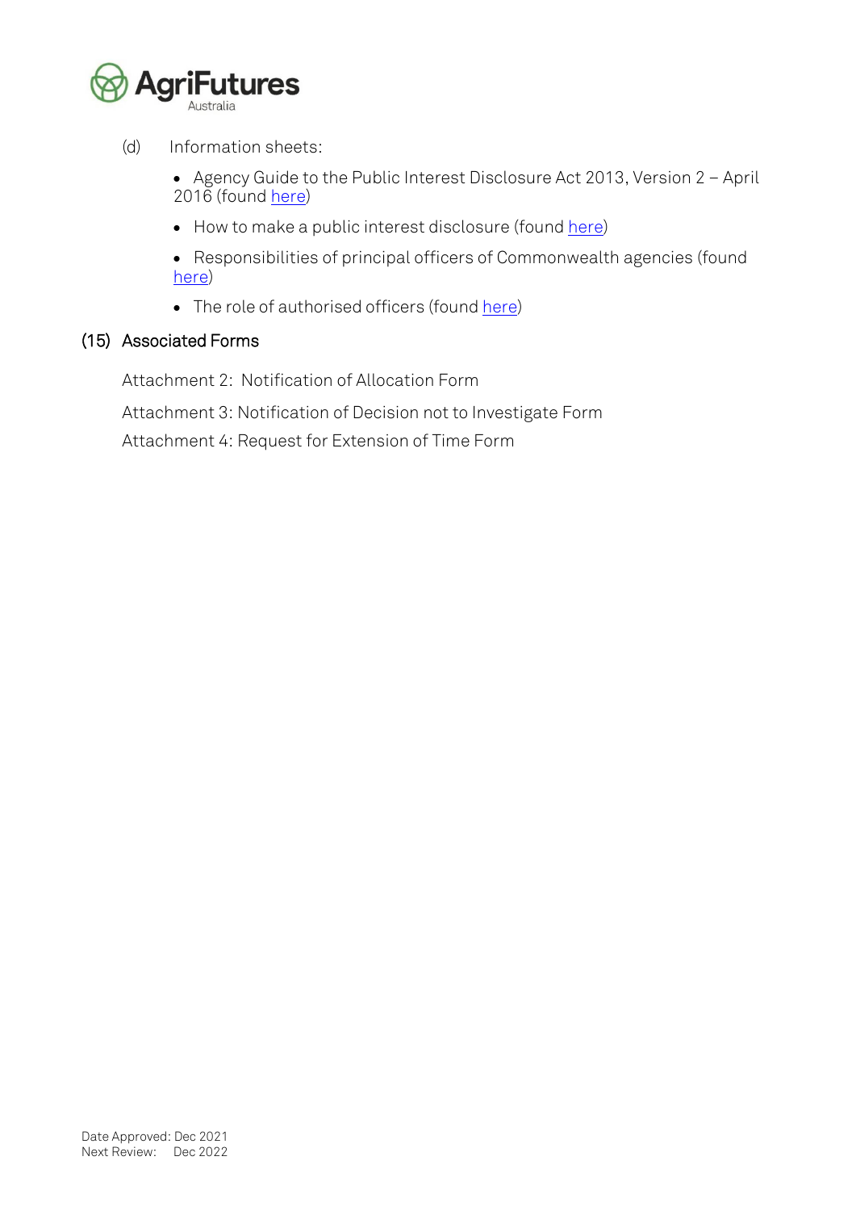(d) Information sheets:

- Agency Guide to the Public Interest Disclosure Act 2013, Version 2 – April 2016 (found here)
- How to make a public interest disclosure (found here)
- Responsibilities of principal officers of Commonwealth agencies (found here)
- The role of authorised officers (found here)

## (15) Associated Forms

Attachment 2: Notification of Allocation Form

Attachment 3: Notification of Decision not to Investigate Form

Attachment 4: Request for Extension of Time Form

Date Approved: Dec 2021
Next Review: Dec 2022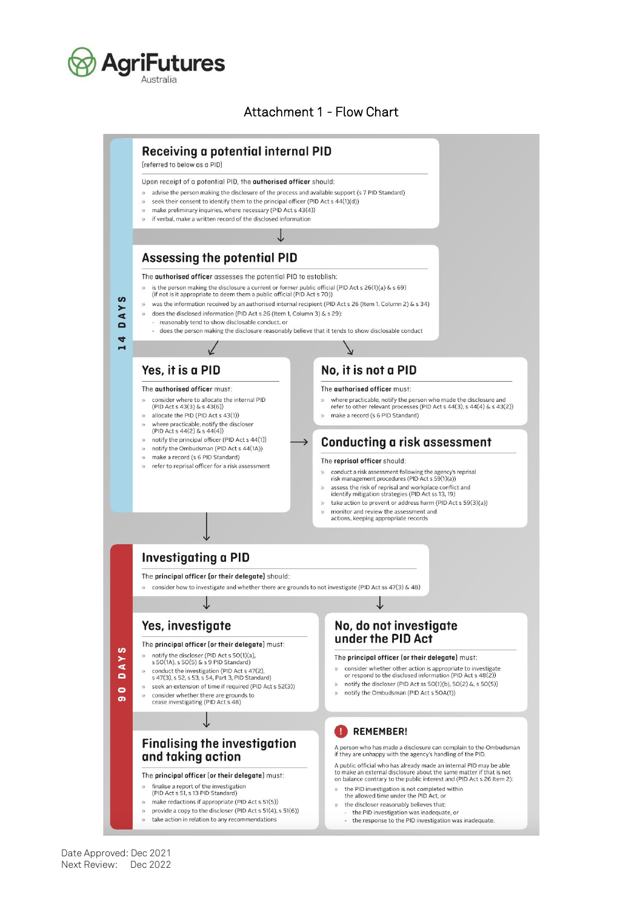# Attachment 1 - Flow Chart

**14 DAYS**

## Receiving a potential internal PID

[referred to below as a PID]

Upon receipt of a potential PID, the **authorised officer** should:

- advise the person making the disclosure of the process and available support (s 7 PID Standard)
- seek their consent to identify them to the principal officer (PID Act s 44(1)(d))
- make preliminary inquiries, where necessary (PID Act s 43(4))
- if verbal, make a written record of the disclosed information

↓

## Assessing the potential PID

The **authorised officer** assesses the potential PID to establish:

- is the person making the disclosure a current or former public official (PID Act s 26(1)(a) & s 69) (if not is it appropriate to deem them a public official (PID Act s 70))
- was the information received by an authorised internal recipient (PID Act s 26 (Item 1, Column 2) & s 34)
- does the disclosed information (PID Act s 26 (Item 1, Column 3) & s 29):
  - reasonably tend to show disclosable conduct, or
  - does the person making the disclosure reasonably believe that it tends to show disclosable conduct

## Yes, it is a PID

The **authorised officer** must:

- consider where to allocate the internal PID (PID Act s 43(3) & s 43(6))
- allocate the PID (PID Act s 43(1))
- where practicable, notify the discloser (PID Act s 44(2) & s 44(4))
- notify the principal officer (PID Act s 44(1))
- notify the Ombudsman (PID Act s 44(1A))
- make a record (s 6 PID Standard)
- refer to reprisal officer for a risk assessment

## No, it is not a PID

The **authorised officer** must:

- where practicable, notify the person who made the disclosure and refer to other relevant processes (PID Act s 44(3), s 44(4) & s 43(2))
- make a record (s 6 PID Standard)

## Conducting a risk assessment

The **reprisal officer** should:

- conduct a risk assessment following the agency's reprisal risk management procedures (PID Act s 59(1)(a))
- assess the risk of reprisal and workplace conflict and identify mitigation strategies (PID Act ss 13, 19)
- take action to prevent or address harm (PID Act s 59(3)(a))
- monitor and review the assessment and actions, keeping appropriate records

**90 DAYS**

## Investigating a PID

The **principal officer (or their delegate)** should:

- consider how to investigate and whether there are grounds to not investigate (PID Act ss 47(3) & 48)

## Yes, investigate

The **principal officer (or their delegate)** must:

- notify the discloser (PID Act s 50(1)(a), s 50(1A), s 50(5) & s 9 PID Standard)
- conduct the investigation (PID Act s 47(2), s 47(3), s 52, s 53, s 54, Part 3, PID Standard)
- seek an extension of time if required (PID Act s 52(3))
- consider whether there are grounds to cease investigating (PID Act s 48)

## No, do not investigate under the PID Act

The **principal officer (or their delegate)** must:

- consider whether other action is appropriate to investigate or respond to the disclosed information (PID Act s 48(2))
- notify the discloser (PID Act ss 50(1)(b), 50(2) &, s 50(5))
- notify the Ombudsman (PID Act s 50A(1))

↓

## Finalising the investigation and taking action

The **principal officer (or their delegate)** must:

- finalise a report of the investigation (PID Act s 51, s 13 PID Standard)
- make redactions if appropriate (PID Act s 51(5))
- provide a copy to the discloser (PID Act s 51(4), s 51(6))
- take action in relation to any recommendations

## REMEMBER!

A person who has made a disclosure can complain to the Ombudsman if they are unhappy with the agency's handling of the PID.

A public official who has already made an internal PID may be able to make an external disclosure about the same matter if that is not on balance contrary to the public interest and (PID Act s 26 Item 2):

- the PID investigation is not completed within the allowed time under the PID Act, or
- the discloser reasonably believes that:
  - the PID investigation was inadequate, or
  - the response to the PID investigation was inadequate.

Date Approved: Dec 2021
Next Review: Dec 2022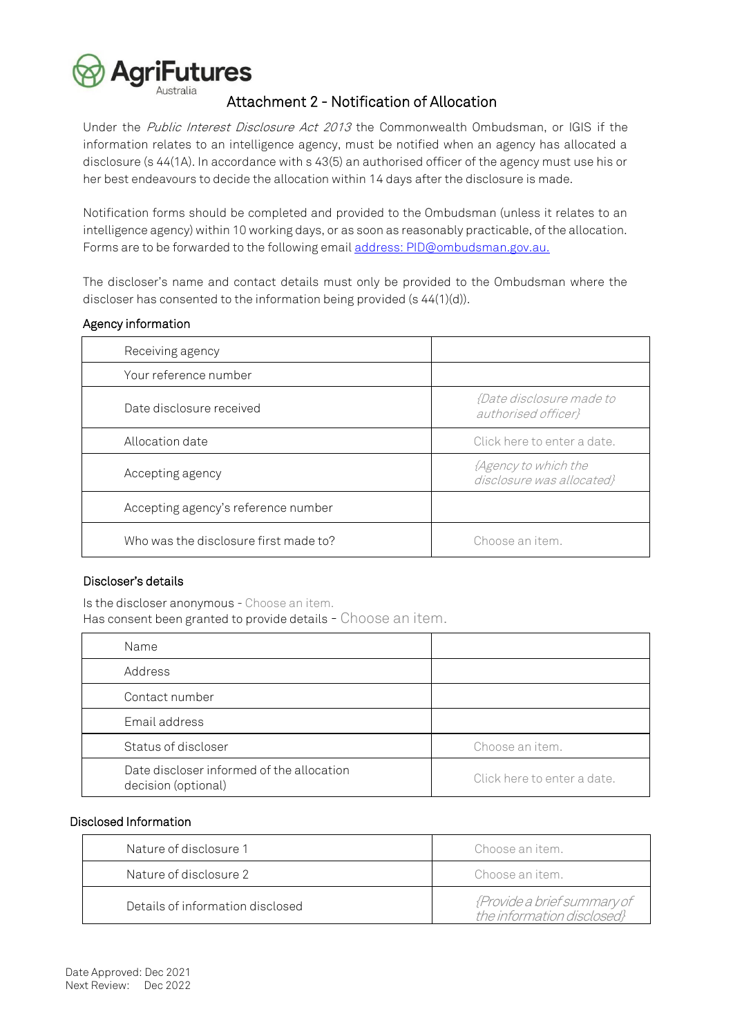# Attachment 2 - Notification of Allocation

Under the *Public Interest Disclosure Act 2013* the Commonwealth Ombudsman, or IGIS if the information relates to an intelligence agency, must be notified when an agency has allocated a disclosure (s 44(1A). In accordance with s 43(5) an authorised officer of the agency must use his or her best endeavours to decide the allocation within 14 days after the disclosure is made.

Notification forms should be completed and provided to the Ombudsman (unless it relates to an intelligence agency) within 10 working days, or as soon as reasonably practicable, of the allocation. Forms are to be forwarded to the following email address: PID@ombudsman.gov.au.

The discloser's name and contact details must only be provided to the Ombudsman where the discloser has consented to the information being provided (s 44(1)(d)).

## Agency information

| | |
|---|---|
| Receiving agency | |
| Your reference number | |
| Date disclosure received | *{Date disclosure made to authorised officer}* |
| Allocation date | Click here to enter a date. |
| Accepting agency | *{Agency to which the disclosure was allocated}* |
| Accepting agency's reference number | |
| Who was the disclosure first made to? | Choose an item. |

## Discloser's details

Is the discloser anonymous - Choose an item.
Has consent been granted to provide details - Choose an item.

| | |
|---|---|
| Name | |
| Address | |
| Contact number | |
| Email address | |
| Status of discloser | Choose an item. |
| Date discloser informed of the allocation decision (optional) | Click here to enter a date. |

## Disclosed Information

| | |
|---|---|
| Nature of disclosure 1 | Choose an item. |
| Nature of disclosure 2 | Choose an item. |
| Details of information disclosed | *{Provide a brief summary of the information disclosed}* |

Date Approved: Dec 2021
Next Review: Dec 2022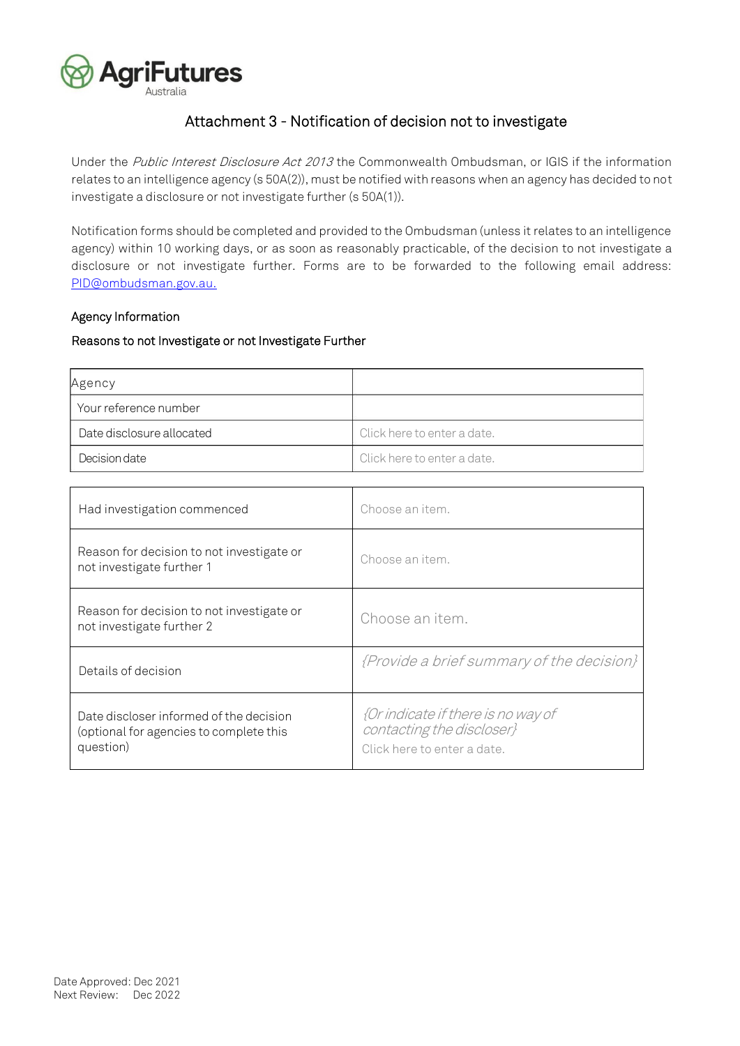# Attachment 3 - Notification of decision not to investigate

Under the *Public Interest Disclosure Act 2013* the Commonwealth Ombudsman, or IGIS if the information relates to an intelligence agency (s 50A(2)), must be notified with reasons when an agency has decided to not investigate a disclosure or not investigate further (s 50A(1)).

Notification forms should be completed and provided to the Ombudsman (unless it relates to an intelligence agency) within 10 working days, or as soon as reasonably practicable, of the decision to not investigate a disclosure or not investigate further. Forms are to be forwarded to the following email address: PID@ombudsman.gov.au.

Agency Information

Reasons to not Investigate or not Investigate Further

| Agency | |
|---|---|
| Your reference number | |
| Date disclosure allocated | Click here to enter a date. |
| Decision date | Click here to enter a date. |

| Had investigation commenced | Choose an item. |
|---|---|
| Reason for decision to not investigate or not investigate further 1 | Choose an item. |
| Reason for decision to not investigate or not investigate further 2 | Choose an item. |
| Details of decision | *{Provide a brief summary of the decision}* |
| Date discloser informed of the decision (optional for agencies to complete this question) | *{Or indicate if there is no way of contacting the discloser}* Click here to enter a date. |

Date Approved: Dec 2021
Next Review: Dec 2022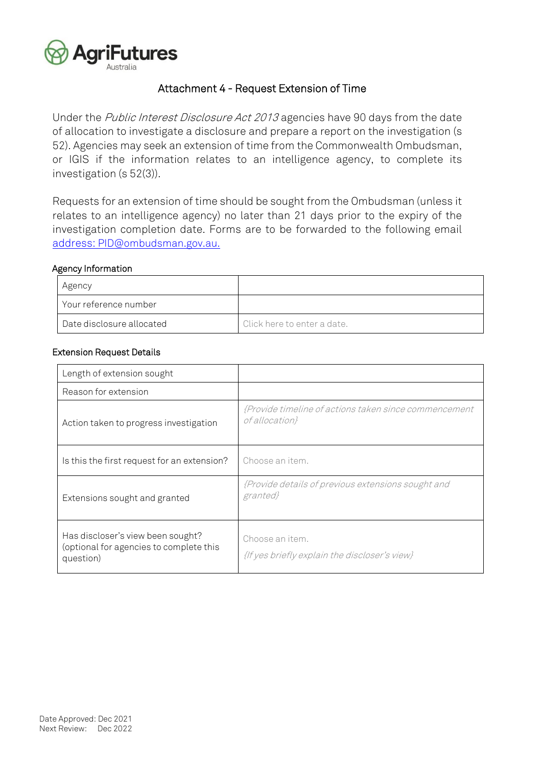# Attachment 4 - Request Extension of Time

Under the *Public Interest Disclosure Act 2013* agencies have 90 days from the date of allocation to investigate a disclosure and prepare a report on the investigation (s 52). Agencies may seek an extension of time from the Commonwealth Ombudsman, or IGIS if the information relates to an intelligence agency, to complete its investigation (s 52(3)).

Requests for an extension of time should be sought from the Ombudsman (unless it relates to an intelligence agency) no later than 21 days prior to the expiry of the investigation completion date. Forms are to be forwarded to the following email address: PID@ombudsman.gov.au.

### Agency Information

| | |
|---|---|
| Agency | |
| Your reference number | |
| Date disclosure allocated | Click here to enter a date. |

### Extension Request Details

| | |
|---|---|
| Length of extension sought | |
| Reason for extension | |
| Action taken to progress investigation | *{Provide timeline of actions taken since commencement of allocation}* |
| Is this the first request for an extension? | Choose an item. |
| Extensions sought and granted | *{Provide details of previous extensions sought and granted}* |
| Has discloser's view been sought? (optional for agencies to complete this question) | Choose an item. *{If yes briefly explain the discloser's view}* |

Date Approved: Dec 2021
Next Review: Dec 2022